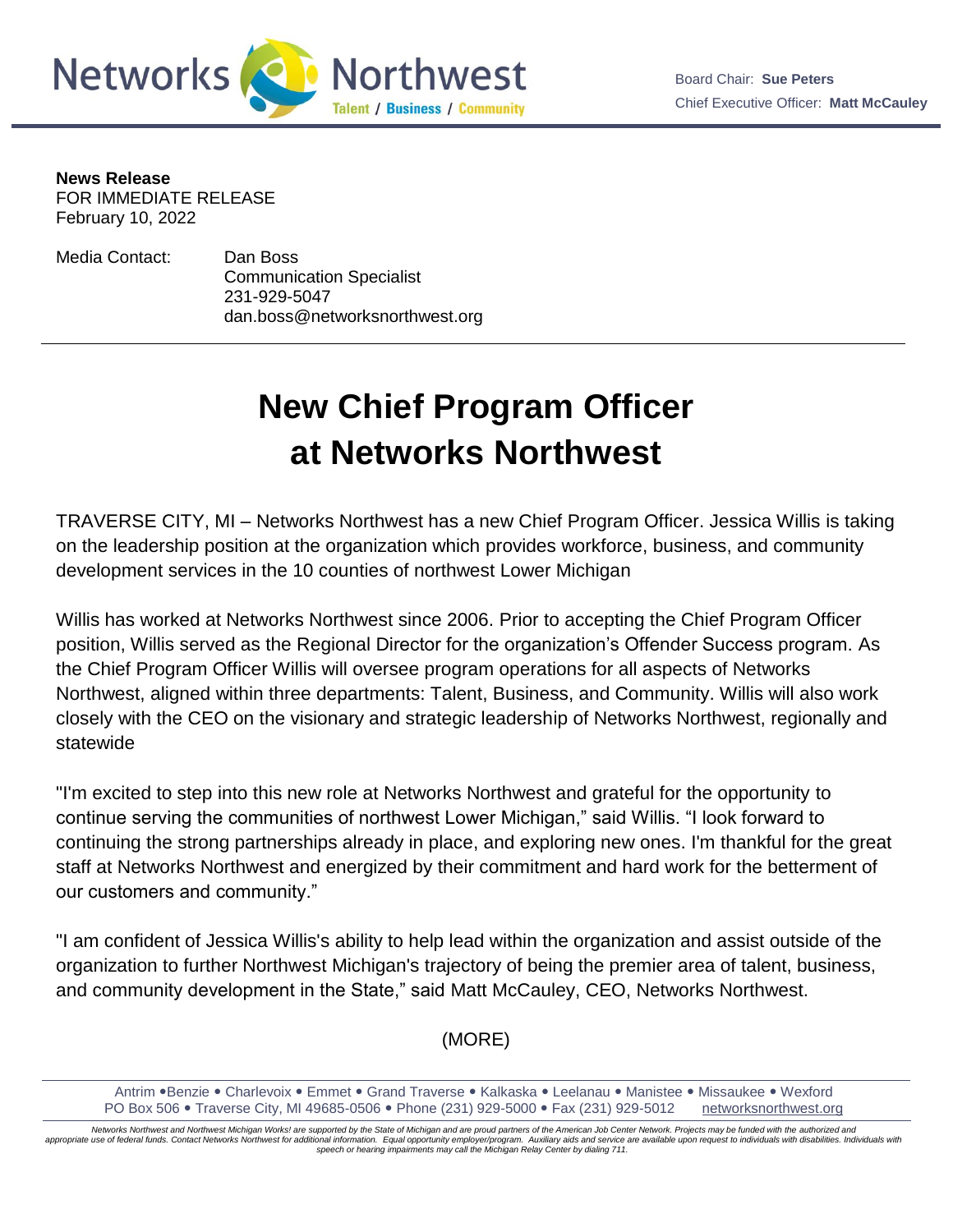Networks Northwest

Talent / Business / Community

Board Chair: **Sue Peters**
Chief Executive Officer: **Matt McCauley**

**News Release**
FOR IMMEDIATE RELEASE
February 10, 2022

Media Contact: Dan Boss
Communication Specialist
231-929-5047
dan.boss@networksnorthwest.org

---

# New Chief Program Officer at Networks Northwest

TRAVERSE CITY, MI – Networks Northwest has a new Chief Program Officer. Jessica Willis is taking on the leadership position at the organization which provides workforce, business, and community development services in the 10 counties of northwest Lower Michigan

Willis has worked at Networks Northwest since 2006. Prior to accepting the Chief Program Officer position, Willis served as the Regional Director for the organization's Offender Success program. As the Chief Program Officer Willis will oversee program operations for all aspects of Networks Northwest, aligned within three departments: Talent, Business, and Community. Willis will also work closely with the CEO on the visionary and strategic leadership of Networks Northwest, regionally and statewide

"I'm excited to step into this new role at Networks Northwest and grateful for the opportunity to continue serving the communities of northwest Lower Michigan," said Willis. "I look forward to continuing the strong partnerships already in place, and exploring new ones. I'm thankful for the great staff at Networks Northwest and energized by their commitment and hard work for the betterment of our customers and community."

"I am confident of Jessica Willis's ability to help lead within the organization and assist outside of the organization to further Northwest Michigan's trajectory of being the premier area of talent, business, and community development in the State," said Matt McCauley, CEO, Networks Northwest.

(MORE)

Antrim • Benzie • Charlevoix • Emmet • Grand Traverse • Kalkaska • Leelanau • Manistee • Missaukee • Wexford
PO Box 506 • Traverse City, MI 49685-0506 • Phone (231) 929-5000 • Fax (231) 929-5012 networksnorthwest.org

*Networks Northwest and Northwest Michigan Works! are supported by the State of Michigan and are proud partners of the American Job Center Network. Projects may be funded with the authorized and appropriate use of federal funds. Contact Networks Northwest for additional information. Equal opportunity employer/program. Auxiliary aids and service are available upon request to individuals with disabilities. Individuals with speech or hearing impairments may call the Michigan Relay Center by dialing 711.*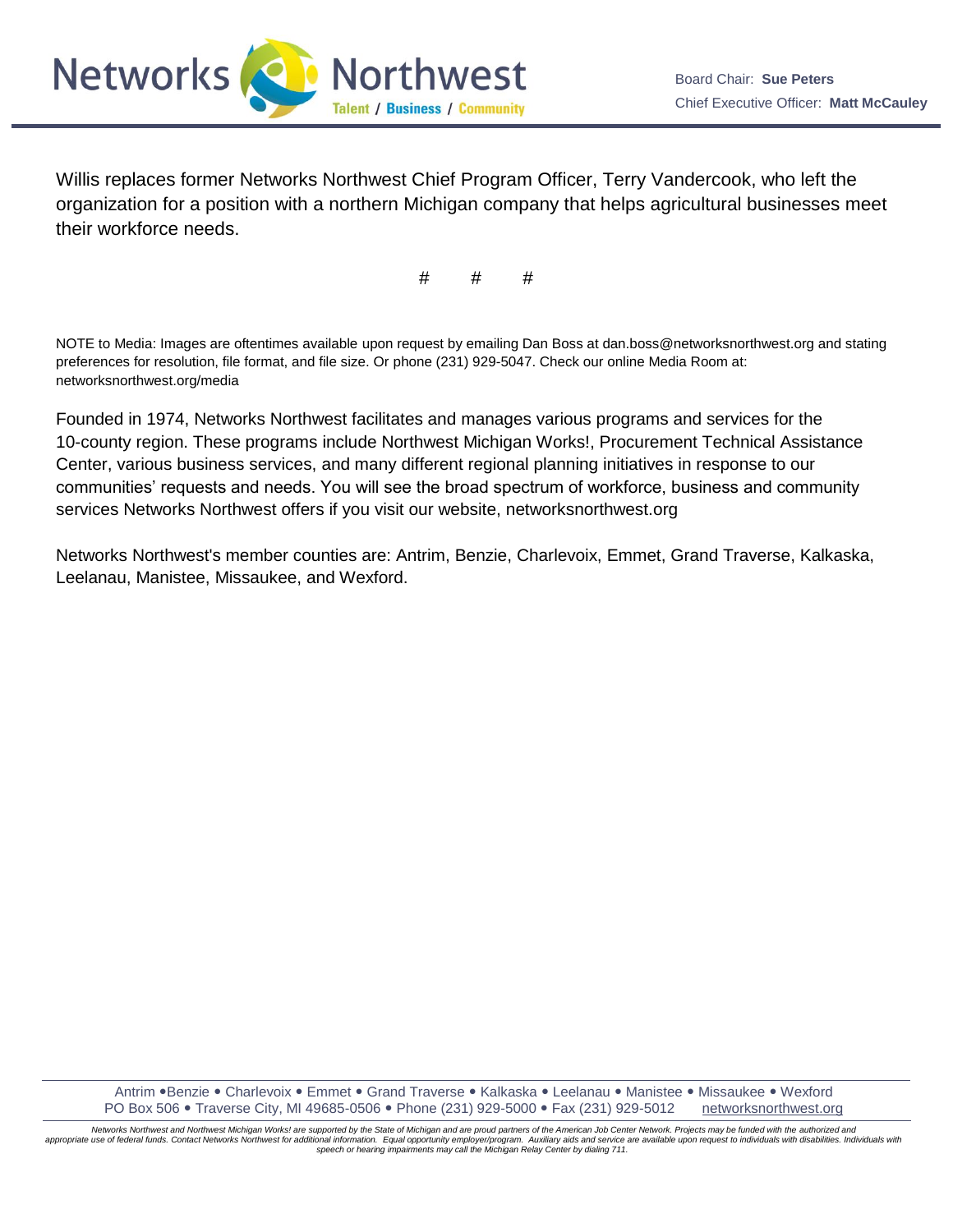Willis replaces former Networks Northwest Chief Program Officer, Terry Vandercook, who left the organization for a position with a northern Michigan company that helps agricultural businesses meet their workforce needs.

#     #     #

NOTE to Media: Images are oftentimes available upon request by emailing Dan Boss at dan.boss@networksnorthwest.org and stating preferences for resolution, file format, and file size. Or phone (231) 929-5047. Check our online Media Room at: networksnorthwest.org/media

Founded in 1974, Networks Northwest facilitates and manages various programs and services for the 10-county region. These programs include Northwest Michigan Works!, Procurement Technical Assistance Center, various business services, and many different regional planning initiatives in response to our communities' requests and needs. You will see the broad spectrum of workforce, business and community services Networks Northwest offers if you visit our website, networksnorthwest.org

Networks Northwest's member counties are: Antrim, Benzie, Charlevoix, Emmet, Grand Traverse, Kalkaska, Leelanau, Manistee, Missaukee, and Wexford.